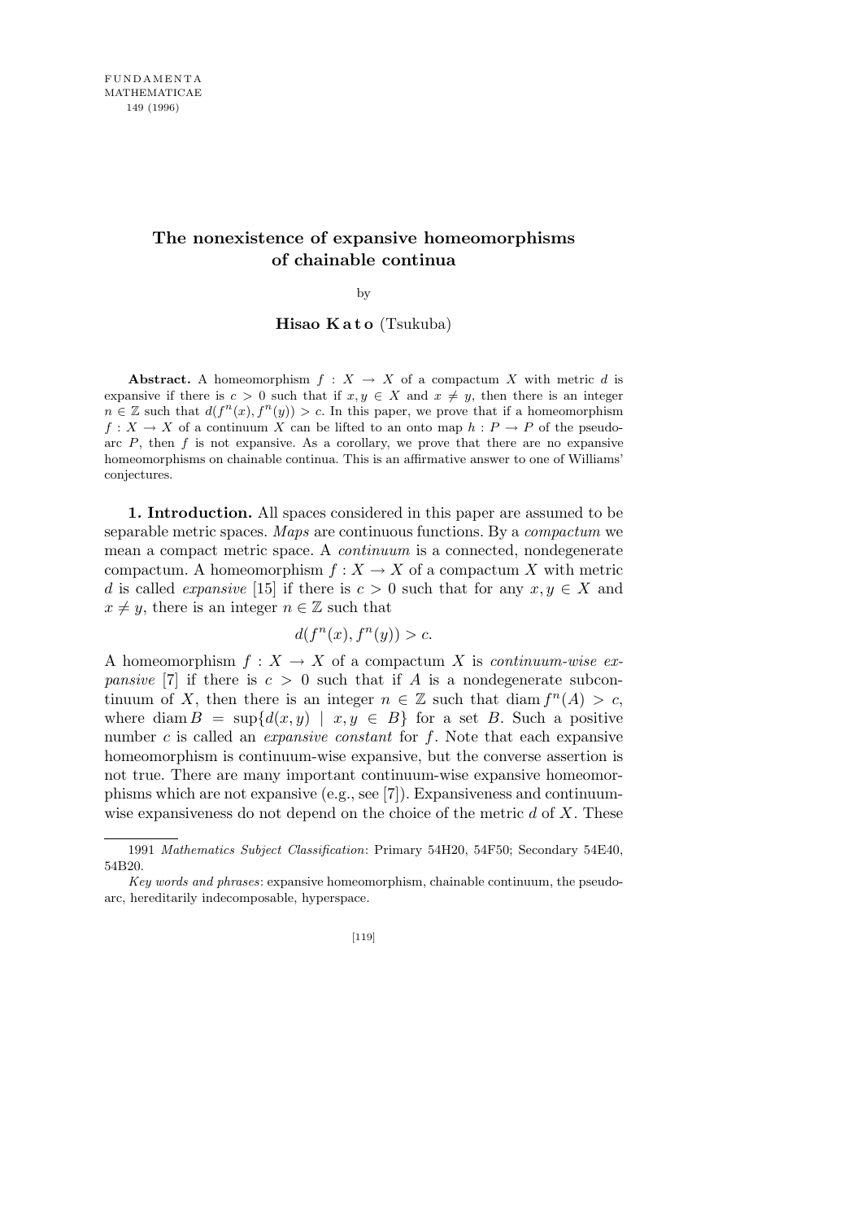# The nonexistence of expansive homeomorphisms of chainable continua

by

**Hisao Kato** (Tsukuba)

**Abstract.** A homeomorphism $f : X \to X$ of a compactum $X$ with metric $d$ is expansive if there is $c > 0$ such that if $x, y \in X$ and $x \neq y$, then there is an integer $n \in \mathbb{Z}$ such that $d(f^n(x), f^n(y)) > c$. In this paper, we prove that if a homeomorphism $f : X \to X$ of a continuum $X$ can be lifted to an onto map $h : P \to P$ of the pseudo-arc $P$, then $f$ is not expansive. As a corollary, we prove that there are no expansive homeomorphisms on chainable continua. This is an affirmative answer to one of Williams' conjectures.

**1. Introduction.** All spaces considered in this paper are assumed to be separable metric spaces. *Maps* are continuous functions. By a *compactum* we mean a compact metric space. A *continuum* is a connected, nondegenerate compactum. A homeomorphism $f : X \to X$ of a compactum $X$ with metric $d$ is called *expansive* [15] if there is $c > 0$ such that for any $x, y \in X$ and $x \neq y$, there is an integer $n \in \mathbb{Z}$ such that

$$d(f^n(x), f^n(y)) > c.$$

A homeomorphism $f : X \to X$ of a compactum $X$ is *continuum-wise expansive* [7] if there is $c > 0$ such that if $A$ is a nondegenerate subcontinuum of $X$, then there is an integer $n \in \mathbb{Z}$ such that $\operatorname{diam} f^n(A) > c$, where $\operatorname{diam} B = \sup\{d(x, y) \mid x, y \in B\}$ for a set $B$. Such a positive number $c$ is called an *expansive constant* for $f$. Note that each expansive homeomorphism is continuum-wise expansive, but the converse assertion is not true. There are many important continuum-wise expansive homeomorphisms which are not expansive (e.g., see [7]). Expansiveness and continuum-wise expansiveness do not depend on the choice of the metric $d$ of $X$. These

1991 *Mathematics Subject Classification*: Primary 54H20, 54F50; Secondary 54E40, 54B20.

*Key words and phrases*: expansive homeomorphism, chainable continuum, the pseudo-arc, hereditarily indecomposable, hyperspace.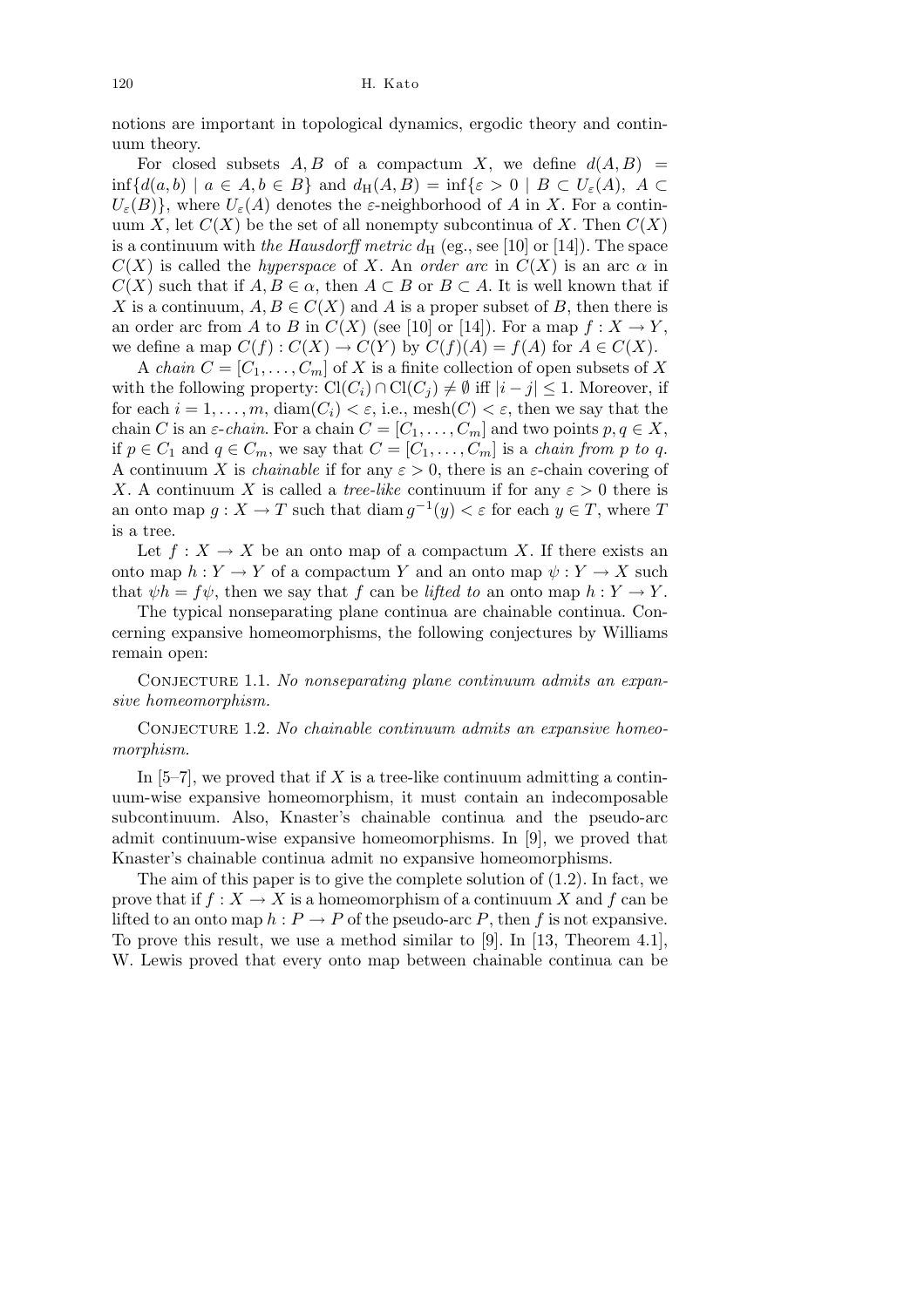notions are important in topological dynamics, ergodic theory and continuum theory.

For closed subsets $A, B$ of a compactum $X$, we define $d(A, B) = \inf\{d(a, b) \mid a \in A, b \in B\}$ and $d_{\mathrm{H}}(A, B) = \inf\{\varepsilon > 0 \mid B \subset U_\varepsilon(A),\ A \subset U_\varepsilon(B)\}$, where $U_\varepsilon(A)$ denotes the $\varepsilon$-neighborhood of $A$ in $X$. For a continuum $X$, let $C(X)$ be the set of all nonempty subcontinua of $X$. Then $C(X)$ is a continuum with *the Hausdorff metric* $d_{\mathrm{H}}$ (eg., see [10] or [14]). The space $C(X)$ is called the *hyperspace* of $X$. An *order arc* in $C(X)$ is an arc $\alpha$ in $C(X)$ such that if $A, B \in \alpha$, then $A \subset B$ or $B \subset A$. It is well known that if $X$ is a continuum, $A, B \in C(X)$ and $A$ is a proper subset of $B$, then there is an order arc from $A$ to $B$ in $C(X)$ (see [10] or [14]). For a map $f : X \to Y$, we define a map $C(f) : C(X) \to C(Y)$ by $C(f)(A) = f(A)$ for $A \in C(X)$.

A *chain* $C = [C_1, \ldots, C_m]$ of $X$ is a finite collection of open subsets of $X$ with the following property: $\mathrm{Cl}(C_i) \cap \mathrm{Cl}(C_j) \neq \emptyset$ iff $|i - j| \leq 1$. Moreover, if for each $i = 1, \ldots, m$, $\mathrm{diam}(C_i) < \varepsilon$, i.e., $\mathrm{mesh}(C) < \varepsilon$, then we say that the chain $C$ is an *$\varepsilon$-chain*. For a chain $C = [C_1, \ldots, C_m]$ and two points $p, q \in X$, if $p \in C_1$ and $q \in C_m$, we say that $C = [C_1, \ldots, C_m]$ is a *chain from $p$ to $q$*. A continuum $X$ is *chainable* if for any $\varepsilon > 0$, there is an $\varepsilon$-chain covering of $X$. A continuum $X$ is called a *tree-like* continuum if for any $\varepsilon > 0$ there is an onto map $g : X \to T$ such that $\mathrm{diam}\, g^{-1}(y) < \varepsilon$ for each $y \in T$, where $T$ is a tree.

Let $f : X \to X$ be an onto map of a compactum $X$. If there exists an onto map $h : Y \to Y$ of a compactum $Y$ and an onto map $\psi : Y \to X$ such that $\psi h = f \psi$, then we say that $f$ can be *lifted to* an onto map $h : Y \to Y$.

The typical nonseparating plane continua are chainable continua. Concerning expansive homeomorphisms, the following conjectures by Williams remain open:

Conjecture 1.1. *No nonseparating plane continuum admits an expansive homeomorphism.*

Conjecture 1.2. *No chainable continuum admits an expansive homeomorphism.*

In [5–7], we proved that if $X$ is a tree-like continuum admitting a continuum-wise expansive homeomorphism, it must contain an indecomposable subcontinuum. Also, Knaster's chainable continua and the pseudo-arc admit continuum-wise expansive homeomorphisms. In [9], we proved that Knaster's chainable continua admit no expansive homeomorphisms.

The aim of this paper is to give the complete solution of (1.2). In fact, we prove that if $f : X \to X$ is a homeomorphism of a continuum $X$ and $f$ can be lifted to an onto map $h : P \to P$ of the pseudo-arc $P$, then $f$ is not expansive. To prove this result, we use a method similar to [9]. In [13, Theorem 4.1], W. Lewis proved that every onto map between chainable continua can be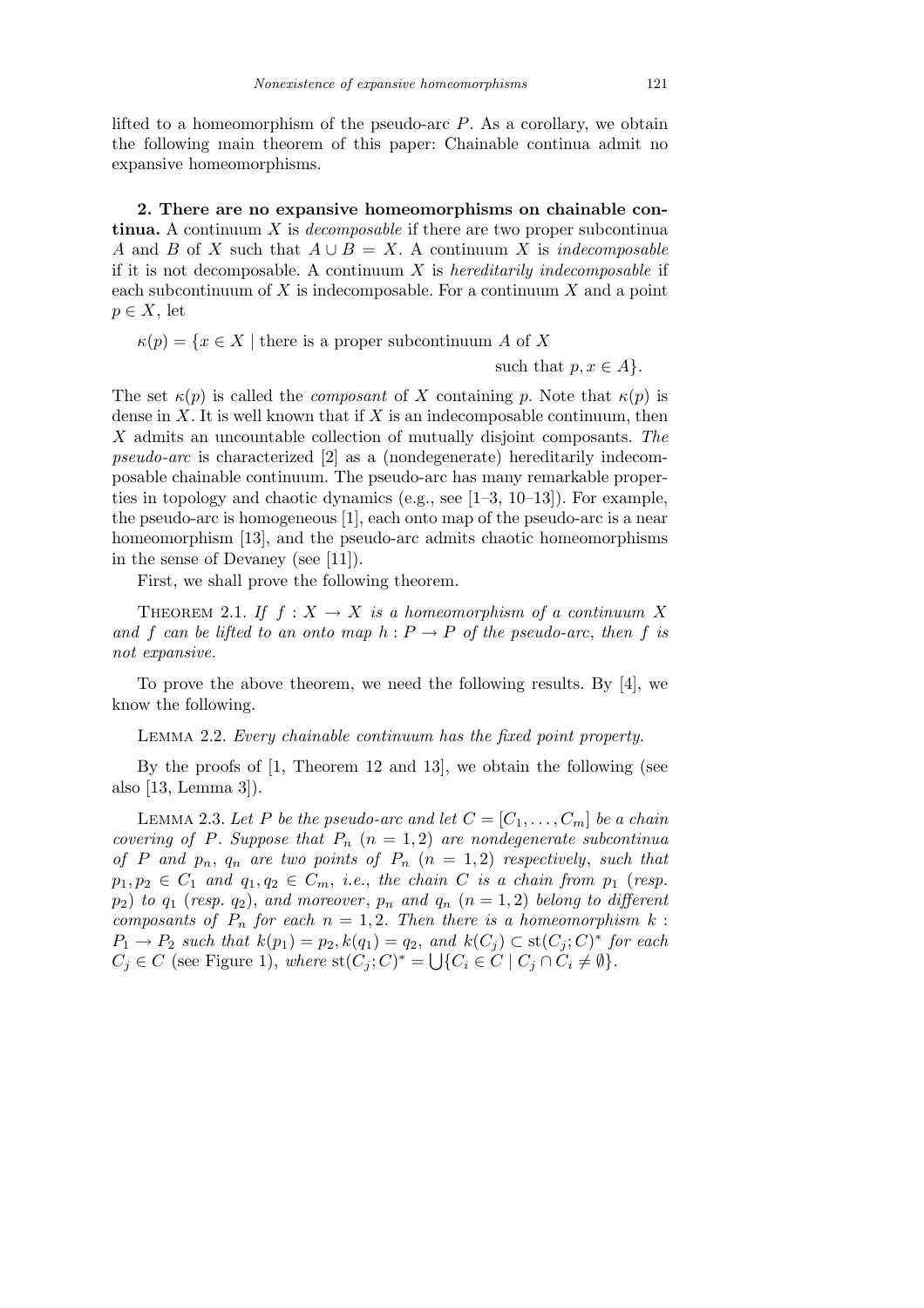lifted to a homeomorphism of the pseudo-arc $P$. As a corollary, we obtain the following main theorem of this paper: Chainable continua admit no expansive homeomorphisms.

**2. There are no expansive homeomorphisms on chainable continua.** A continuum $X$ is *decomposable* if there are two proper subcontinua $A$ and $B$ of $X$ such that $A \cup B = X$. A continuum $X$ is *indecomposable* if it is not decomposable. A continuum $X$ is *hereditarily indecomposable* if each subcontinuum of $X$ is indecomposable. For a continuum $X$ and a point $p \in X$, let

$$\kappa(p) = \{x \in X \mid \text{there is a proper subcontinuum } A \text{ of } X \text{ such that } p, x \in A\}.$$

The set $\kappa(p)$ is called the *composant* of $X$ containing $p$. Note that $\kappa(p)$ is dense in $X$. It is well known that if $X$ is an indecomposable continuum, then $X$ admits an uncountable collection of mutually disjoint composants. *The pseudo-arc* is characterized [2] as a (nondegenerate) hereditarily indecomposable chainable continuum. The pseudo-arc has many remarkable properties in topology and chaotic dynamics (e.g., see [1–3, 10–13]). For example, the pseudo-arc is homogeneous [1], each onto map of the pseudo-arc is a near homeomorphism [13], and the pseudo-arc admits chaotic homeomorphisms in the sense of Devaney (see [11]).

First, we shall prove the following theorem.

THEOREM 2.1. *If $f : X \to X$ is a homeomorphism of a continuum $X$ and $f$ can be lifted to an onto map $h : P \to P$ of the pseudo-arc, then $f$ is not expansive.*

To prove the above theorem, we need the following results. By [4], we know the following.

LEMMA 2.2. *Every chainable continuum has the fixed point property.*

By the proofs of [1, Theorem 12 and 13], we obtain the following (see also [13, Lemma 3]).

LEMMA 2.3. *Let $P$ be the pseudo-arc and let $C = [C_1, \ldots, C_m]$ be a chain covering of $P$. Suppose that $P_n$ $(n = 1, 2)$ are nondegenerate subcontinua of $P$ and $p_n$, $q_n$ are two points of $P_n$ $(n = 1, 2)$ respectively, such that $p_1, p_2 \in C_1$ and $q_1, q_2 \in C_m$, i.e., the chain $C$ is a chain from $p_1$ (resp. $p_2$) to $q_1$ (resp. $q_2$), and moreover, $p_n$ and $q_n$ $(n = 1, 2)$ belong to different composants of $P_n$ for each $n = 1, 2$. Then there is a homeomorphism $k : P_1 \to P_2$ such that $k(p_1) = p_2$, $k(q_1) = q_2$, and $k(C_j) \subset \mathrm{st}(C_j; C)^*$ for each $C_j \in C$* (see Figure 1), *where* $\mathrm{st}(C_j; C)^* = \bigcup\{C_i \in C \mid C_j \cap C_i \neq \emptyset\}$.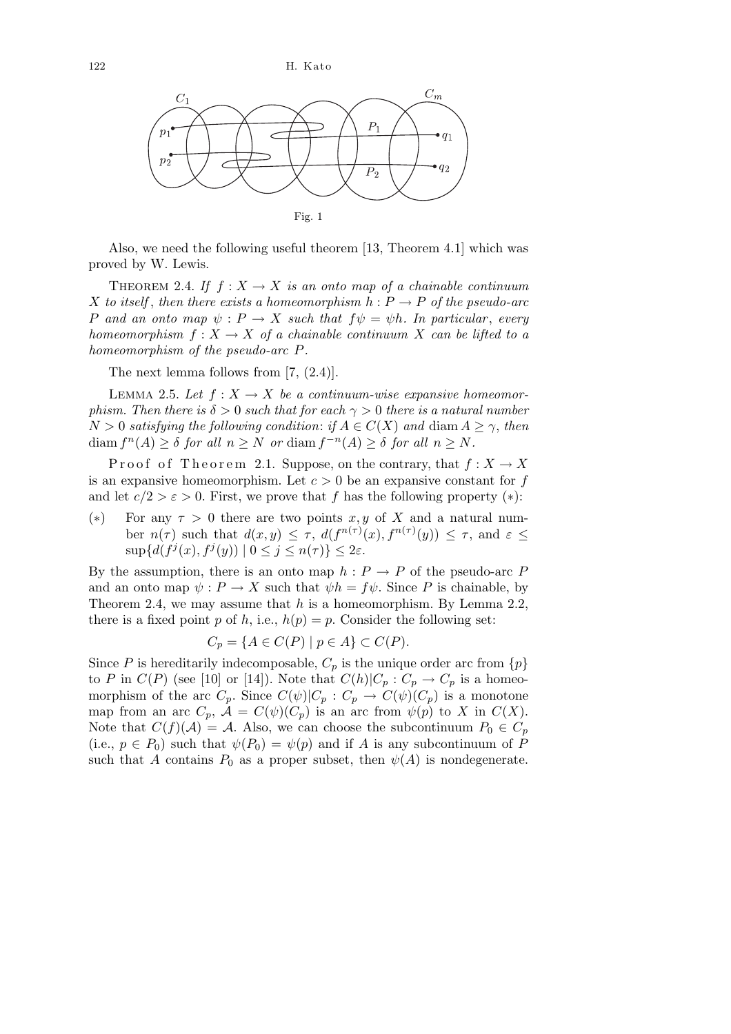Fig. 1

Also, we need the following useful theorem [13, Theorem 4.1] which was proved by W. Lewis.

**Theorem 2.4.** *If $f : X \to X$ is an onto map of a chainable continuum $X$ to itself, then there exists a homeomorphism $h : P \to P$ of the pseudo-arc $P$ and an onto map $\psi : P \to X$ such that $f\psi = \psi h$. In particular, every homeomorphism $f : X \to X$ of a chainable continuum $X$ can be lifted to a homeomorphism of the pseudo-arc $P$.*

The next lemma follows from [7, (2.4)].

**Lemma 2.5.** *Let $f : X \to X$ be a continuum-wise expansive homeomorphism. Then there is $\delta > 0$ such that for each $\gamma > 0$ there is a natural number $N > 0$ satisfying the following condition: if $A \in C(X)$ and $\operatorname{diam} A \geq \gamma$, then $\operatorname{diam} f^n(A) \geq \delta$ for all $n \geq N$ or $\operatorname{diam} f^{-n}(A) \geq \delta$ for all $n \geq N$.*

**Proof of Theorem 2.1.** Suppose, on the contrary, that $f : X \to X$ is an expansive homeomorphism. Let $c > 0$ be an expansive constant for $f$ and let $c/2 > \varepsilon > 0$. First, we prove that $f$ has the following property $(*)$:

$(*)$ For any $\tau > 0$ there are two points $x, y$ of $X$ and a natural number $n(\tau)$ such that $d(x, y) \leq \tau$, $d(f^{n(\tau)}(x), f^{n(\tau)}(y)) \leq \tau$, and $\varepsilon \leq \sup\{d(f^j(x), f^j(y)) \mid 0 \leq j \leq n(\tau)\} \leq 2\varepsilon$.

By the assumption, there is an onto map $h : P \to P$ of the pseudo-arc $P$ and an onto map $\psi : P \to X$ such that $\psi h = f\psi$. Since $P$ is chainable, by Theorem 2.4, we may assume that $h$ is a homeomorphism. By Lemma 2.2, there is a fixed point $p$ of $h$, i.e., $h(p) = p$. Consider the following set:

$$C_p = \{A \in C(P) \mid p \in A\} \subset C(P).$$

Since $P$ is hereditarily indecomposable, $C_p$ is the unique order arc from $\{p\}$ to $P$ in $C(P)$ (see [10] or [14]). Note that $C(h)|C_p : C_p \to C_p$ is a homeomorphism of the arc $C_p$. Since $C(\psi)|C_p : C_p \to C(\psi)(C_p)$ is a monotone map from an arc $C_p$, $\mathcal{A} = C(\psi)(C_p)$ is an arc from $\psi(p)$ to $X$ in $C(X)$. Note that $C(f)(\mathcal{A}) = \mathcal{A}$. Also, we can choose the subcontinuum $P_0 \in C_p$ (i.e., $p \in P_0$) such that $\psi(P_0) = \psi(p)$ and if $A$ is any subcontinuum of $P$ such that $A$ contains $P_0$ as a proper subset, then $\psi(A)$ is nondegenerate.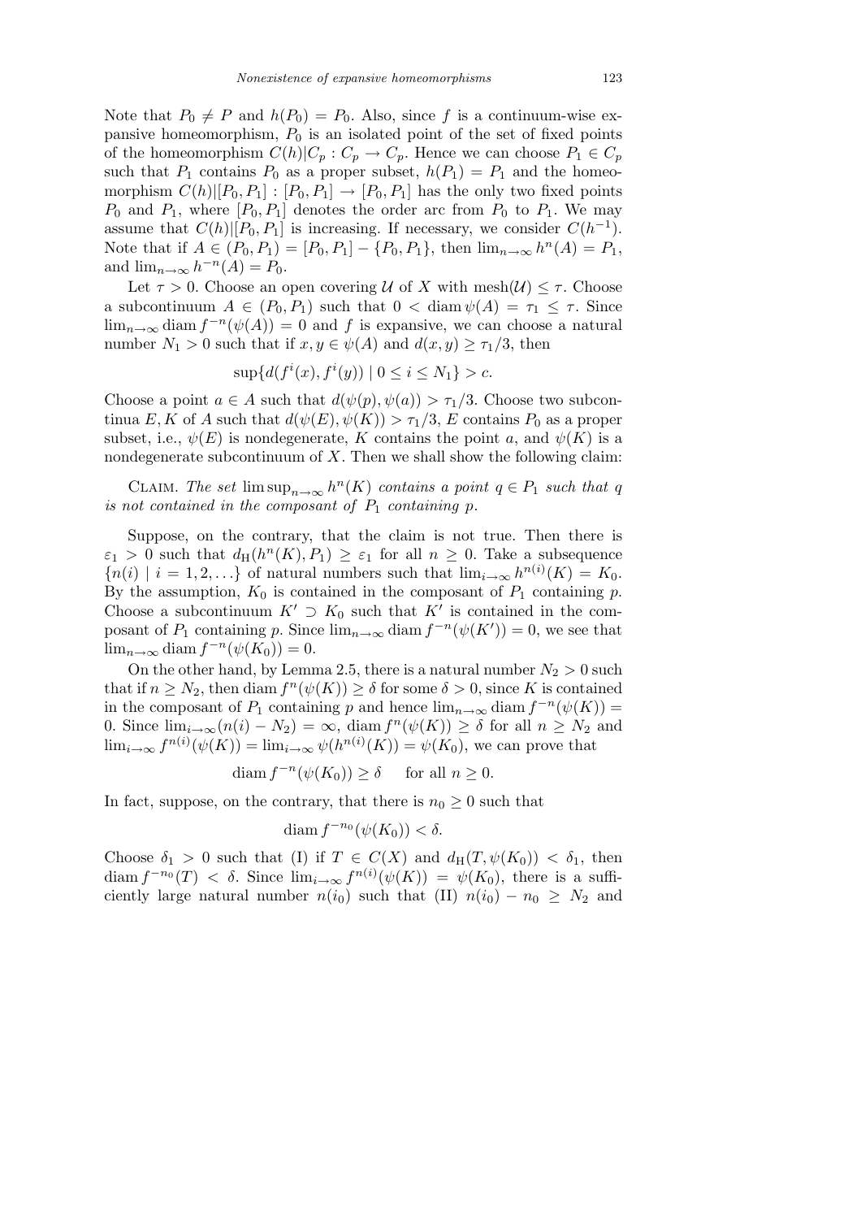Note that $P_0 \neq P$ and $h(P_0) = P_0$. Also, since $f$ is a continuum-wise expansive homeomorphism, $P_0$ is an isolated point of the set of fixed points of the homeomorphism $C(h)|C_p : C_p \to C_p$. Hence we can choose $P_1 \in C_p$ such that $P_1$ contains $P_0$ as a proper subset, $h(P_1) = P_1$ and the homeomorphism $C(h)|[P_0, P_1] : [P_0, P_1] \to [P_0, P_1]$ has the only two fixed points $P_0$ and $P_1$, where $[P_0, P_1]$ denotes the order arc from $P_0$ to $P_1$. We may assume that $C(h)|[P_0, P_1]$ is increasing. If necessary, we consider $C(h^{-1})$. Note that if $A \in (P_0, P_1) = [P_0, P_1] - \{P_0, P_1\}$, then $\lim_{n\to\infty} h^n(A) = P_1$, and $\lim_{n\to\infty} h^{-n}(A) = P_0$.

Let $\tau > 0$. Choose an open covering $\mathcal{U}$ of $X$ with $\mathrm{mesh}(\mathcal{U}) \leq \tau$. Choose a subcontinuum $A \in (P_0, P_1)$ such that $0 < \operatorname{diam} \psi(A) = \tau_1 \leq \tau$. Since $\lim_{n\to\infty} \operatorname{diam} f^{-n}(\psi(A)) = 0$ and $f$ is expansive, we can choose a natural number $N_1 > 0$ such that if $x, y \in \psi(A)$ and $d(x, y) \geq \tau_1/3$, then

$$\sup\{d(f^i(x), f^i(y)) \mid 0 \leq i \leq N_1\} > c.$$

Choose a point $a \in A$ such that $d(\psi(p), \psi(a)) > \tau_1/3$. Choose two subcontinua $E, K$ of $A$ such that $d(\psi(E), \psi(K)) > \tau_1/3$, $E$ contains $P_0$ as a proper subset, i.e., $\psi(E)$ is nondegenerate, $K$ contains the point $a$, and $\psi(K)$ is a nondegenerate subcontinuum of $X$. Then we shall show the following claim:

Claim. *The set* $\limsup_{n\to\infty} h^n(K)$ *contains a point* $q \in P_1$ *such that* $q$ *is not contained in the composant of* $P_1$ *containing* $p$.

Suppose, on the contrary, that the claim is not true. Then there is $\varepsilon_1 > 0$ such that $d_{\mathrm{H}}(h^n(K), P_1) \geq \varepsilon_1$ for all $n \geq 0$. Take a subsequence $\{n(i) \mid i = 1, 2, \ldots\}$ of natural numbers such that $\lim_{i\to\infty} h^{n(i)}(K) = K_0$. By the assumption, $K_0$ is contained in the composant of $P_1$ containing $p$. Choose a subcontinuum $K' \supset K_0$ such that $K'$ is contained in the composant of $P_1$ containing $p$. Since $\lim_{n\to\infty} \operatorname{diam} f^{-n}(\psi(K')) = 0$, we see that $\lim_{n\to\infty} \operatorname{diam} f^{-n}(\psi(K_0)) = 0$.

On the other hand, by Lemma 2.5, there is a natural number $N_2 > 0$ such that if $n \geq N_2$, then $\operatorname{diam} f^n(\psi(K)) \geq \delta$ for some $\delta > 0$, since $K$ is contained in the composant of $P_1$ containing $p$ and hence $\lim_{n\to\infty} \operatorname{diam} f^{-n}(\psi(K)) = 0$. Since $\lim_{i\to\infty}(n(i) - N_2) = \infty$, $\operatorname{diam} f^n(\psi(K)) \geq \delta$ for all $n \geq N_2$ and $\lim_{i\to\infty} f^{n(i)}(\psi(K)) = \lim_{i\to\infty} \psi(h^{n(i)}(K)) = \psi(K_0)$, we can prove that

$$\operatorname{diam} f^{-n}(\psi(K_0)) \geq \delta \quad \text{ for all } n \geq 0.$$

In fact, suppose, on the contrary, that there is $n_0 \geq 0$ such that

$$\operatorname{diam} f^{-n_0}(\psi(K_0)) < \delta.$$

Choose $\delta_1 > 0$ such that (I) if $T \in C(X)$ and $d_{\mathrm{H}}(T, \psi(K_0)) < \delta_1$, then $\operatorname{diam} f^{-n_0}(T) < \delta$. Since $\lim_{i\to\infty} f^{n(i)}(\psi(K)) = \psi(K_0)$, there is a sufficiently large natural number $n(i_0)$ such that (II) $n(i_0) - n_0 \geq N_2$ and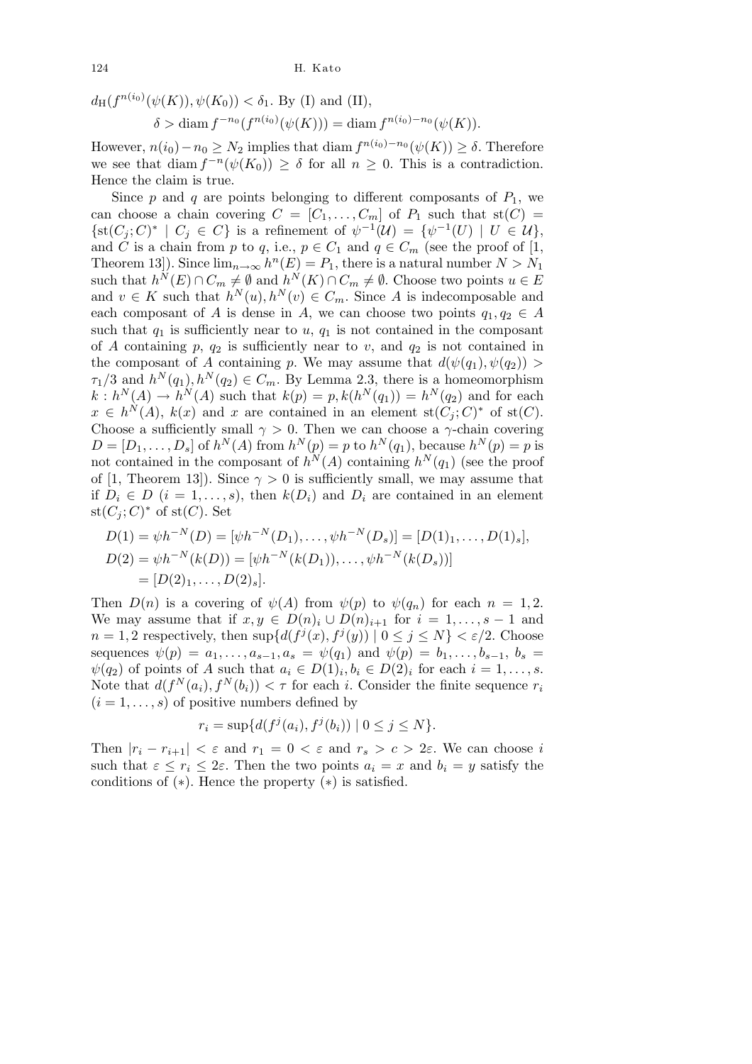$d_{\mathrm{H}}(f^{n(i_0)}(\psi(K)), \psi(K_0)) < \delta_1$. By (I) and (II),

$$\delta > \operatorname{diam} f^{-n_0}(f^{n(i_0)}(\psi(K))) = \operatorname{diam} f^{n(i_0)-n_0}(\psi(K)).$$

However, $n(i_0) - n_0 \geq N_2$ implies that $\operatorname{diam} f^{n(i_0)-n_0}(\psi(K)) \geq \delta$. Therefore we see that $\operatorname{diam} f^{-n}(\psi(K_0)) \geq \delta$ for all $n \geq 0$. This is a contradiction. Hence the claim is true.

Since $p$ and $q$ are points belonging to different composants of $P_1$, we can choose a chain covering $C = [C_1, \ldots, C_m]$ of $P_1$ such that $\mathrm{st}(C) = \{\mathrm{st}(C_j; C)^* \mid C_j \in C\}$ is a refinement of $\psi^{-1}(\mathcal{U}) = \{\psi^{-1}(U) \mid U \in \mathcal{U}\}$, and $C$ is a chain from $p$ to $q$, i.e., $p \in C_1$ and $q \in C_m$ (see the proof of [1, Theorem 13]). Since $\lim_{n\to\infty} h^n(E) = P_1$, there is a natural number $N > N_1$ such that $h^N(E) \cap C_m \neq \emptyset$ and $h^N(K) \cap C_m \neq \emptyset$. Choose two points $u \in E$ and $v \in K$ such that $h^N(u), h^N(v) \in C_m$. Since $A$ is indecomposable and each composant of $A$ is dense in $A$, we can choose two points $q_1, q_2 \in A$ such that $q_1$ is sufficiently near to $u$, $q_1$ is not contained in the composant of $A$ containing $p$, $q_2$ is sufficiently near to $v$, and $q_2$ is not contained in the composant of $A$ containing $p$. We may assume that $d(\psi(q_1), \psi(q_2)) > \tau_1/3$ and $h^N(q_1), h^N(q_2) \in C_m$. By Lemma 2.3, there is a homeomorphism $k : h^N(A) \to h^N(A)$ such that $k(p) = p, k(h^N(q_1)) = h^N(q_2)$ and for each $x \in h^N(A)$, $k(x)$ and $x$ are contained in an element $\mathrm{st}(C_j; C)^*$ of $\mathrm{st}(C)$. Choose a sufficiently small $\gamma > 0$. Then we can choose a $\gamma$-chain covering $D = [D_1, \ldots, D_s]$ of $h^N(A)$ from $h^N(p) = p$ to $h^N(q_1)$, because $h^N(p) = p$ is not contained in the composant of $h^N(A)$ containing $h^N(q_1)$ (see the proof of [1, Theorem 13]). Since $\gamma > 0$ is sufficiently small, we may assume that if $D_i \in D$ $(i = 1, \ldots, s)$, then $k(D_i)$ and $D_i$ are contained in an element $\mathrm{st}(C_j; C)^*$ of $\mathrm{st}(C)$. Set

$$\begin{aligned}
D(1) &= \psi h^{-N}(D) = [\psi h^{-N}(D_1), \ldots, \psi h^{-N}(D_s)] = [D(1)_1, \ldots, D(1)_s], \\
D(2) &= \psi h^{-N}(k(D)) = [\psi h^{-N}(k(D_1)), \ldots, \psi h^{-N}(k(D_s))] \\
&= [D(2)_1, \ldots, D(2)_s].
\end{aligned}$$

Then $D(n)$ is a covering of $\psi(A)$ from $\psi(p)$ to $\psi(q_n)$ for each $n = 1, 2$. We may assume that if $x, y \in D(n)_i \cup D(n)_{i+1}$ for $i = 1, \ldots, s-1$ and $n = 1, 2$ respectively, then $\sup\{d(f^j(x), f^j(y)) \mid 0 \leq j \leq N\} < \varepsilon/2$. Choose sequences $\psi(p) = a_1, \ldots, a_{s-1}, a_s = \psi(q_1)$ and $\psi(p) = b_1, \ldots, b_{s-1}$, $b_s = \psi(q_2)$ of points of $A$ such that $a_i \in D(1)_i, b_i \in D(2)_i$ for each $i = 1, \ldots, s$. Note that $d(f^N(a_i), f^N(b_i)) < \tau$ for each $i$. Consider the finite sequence $r_i$ $(i = 1, \ldots, s)$ of positive numbers defined by

$$r_i = \sup\{d(f^j(a_i), f^j(b_i)) \mid 0 \leq j \leq N\}.$$

Then $|r_i - r_{i+1}| < \varepsilon$ and $r_1 = 0 < \varepsilon$ and $r_s > c > 2\varepsilon$. We can choose $i$ such that $\varepsilon \leq r_i \leq 2\varepsilon$. Then the two points $a_i = x$ and $b_i = y$ satisfy the conditions of $(*)$. Hence the property $(*)$ is satisfied.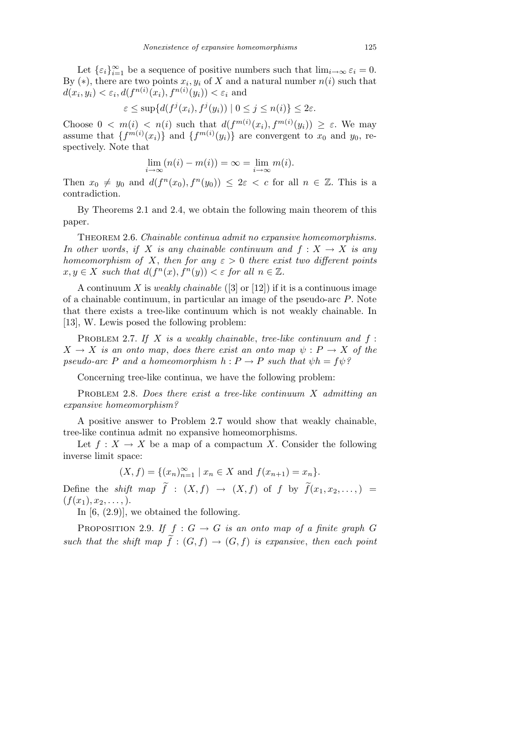Let $\{\varepsilon_i\}_{i=1}^{\infty}$ be a sequence of positive numbers such that $\lim_{i\to\infty} \varepsilon_i = 0$. By $(*)$, there are two points $x_i, y_i$ of $X$ and a natural number $n(i)$ such that $d(x_i, y_i) < \varepsilon_i, d(f^{n(i)}(x_i), f^{n(i)}(y_i)) < \varepsilon_i$ and

$$\varepsilon \leq \sup\{d(f^j(x_i), f^j(y_i)) \mid 0 \leq j \leq n(i)\} \leq 2\varepsilon.$$

Choose $0 < m(i) < n(i)$ such that $d(f^{m(i)}(x_i), f^{m(i)}(y_i)) \geq \varepsilon$. We may assume that $\{f^{m(i)}(x_i)\}$ and $\{f^{m(i)}(y_i)\}$ are convergent to $x_0$ and $y_0$, respectively. Note that

$$\lim_{i\to\infty} (n(i) - m(i)) = \infty = \lim_{i\to\infty} m(i).$$

Then $x_0 \neq y_0$ and $d(f^n(x_0), f^n(y_0)) \leq 2\varepsilon < c$ for all $n \in \mathbb{Z}$. This is a contradiction.

By Theorems 2.1 and 2.4, we obtain the following main theorem of this paper.

Theorem 2.6. *Chainable continua admit no expansive homeomorphisms. In other words, if $X$ is any chainable continuum and $f : X \to X$ is any homeomorphism of $X$, then for any $\varepsilon > 0$ there exist two different points $x, y \in X$ such that $d(f^n(x), f^n(y)) < \varepsilon$ for all $n \in \mathbb{Z}$.*

A continuum $X$ is *weakly chainable* ([3] or [12]) if it is a continuous image of a chainable continuum, in particular an image of the pseudo-arc $P$. Note that there exists a tree-like continuum which is not weakly chainable. In [13], W. Lewis posed the following problem:

Problem 2.7. *If $X$ is a weakly chainable, tree-like continuum and $f : X \to X$ is an onto map, does there exist an onto map $\psi : P \to X$ of the pseudo-arc $P$ and a homeomorphism $h : P \to P$ such that $\psi h = f\psi$?*

Concerning tree-like continua, we have the following problem:

Problem 2.8. *Does there exist a tree-like continuum $X$ admitting an expansive homeomorphism?*

A positive answer to Problem 2.7 would show that weakly chainable, tree-like continua admit no expansive homeomorphisms.

Let $f : X \to X$ be a map of a compactum $X$. Consider the following inverse limit space:

$$(X, f) = \{(x_n)_{n=1}^{\infty} \mid x_n \in X \text{ and } f(x_{n+1}) = x_n\}.$$

Define the *shift map* $\widetilde{f} : (X, f) \to (X, f)$ of $f$ by $\widetilde{f}(x_1, x_2, \ldots,) = (f(x_1), x_2, \ldots,)$.

In [6, (2.9)], we obtained the following.

Proposition 2.9. *If $f : G \to G$ is an onto map of a finite graph $G$ such that the shift map $\widetilde{f} : (G, f) \to (G, f)$ is expansive, then each point*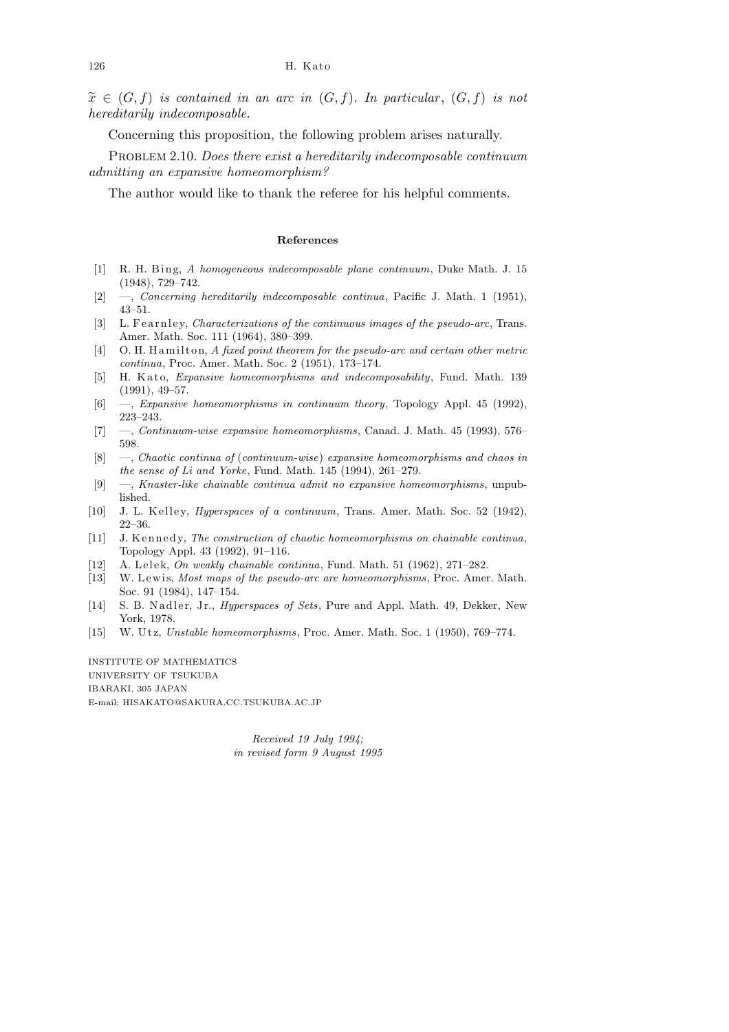*$\widetilde{x} \in (G, f)$ is contained in an arc in $(G, f)$. In particular, $(G, f)$ is not hereditarily indecomposable.*

Concerning this proposition, the following problem arises naturally.

PROBLEM 2.10. *Does there exist a hereditarily indecomposable continuum admitting an expansive homeomorphism?*

The author would like to thank the referee for his helpful comments.

## References

[1] R. H. Bing, *A homogeneous indecomposable plane continuum*, Duke Math. J. 15 (1948), 729–742.

[2] —, *Concerning hereditarily indecomposable continua*, Pacific J. Math. 1 (1951), 43–51.

[3] L. Fearnley, *Characterizations of the continuous images of the pseudo-arc*, Trans. Amer. Math. Soc. 111 (1964), 380–399.

[4] O. H. Hamilton, *A fixed point theorem for the pseudo-arc and certain other metric continua*, Proc. Amer. Math. Soc. 2 (1951), 173–174.

[5] H. Kato, *Expansive homeomorphisms and indecomposability*, Fund. Math. 139 (1991), 49–57.

[6] —, *Expansive homeomorphisms in continuum theory*, Topology Appl. 45 (1992), 223–243.

[7] —, *Continuum-wise expansive homeomorphisms*, Canad. J. Math. 45 (1993), 576–598.

[8] —, *Chaotic continua of (continuum-wise) expansive homeomorphisms and chaos in the sense of Li and Yorke*, Fund. Math. 145 (1994), 261–279.

[9] —, *Knaster-like chainable continua admit no expansive homeomorphisms*, unpublished.

[10] J. L. Kelley, *Hyperspaces of a continuum*, Trans. Amer. Math. Soc. 52 (1942), 22–36.

[11] J. Kennedy, *The construction of chaotic homeomorphisms on chainable continua*, Topology Appl. 43 (1992), 91–116.

[12] A. Lelek, *On weakly chainable continua*, Fund. Math. 51 (1962), 271–282.

[13] W. Lewis, *Most maps of the pseudo-arc are homeomorphisms*, Proc. Amer. Math. Soc. 91 (1984), 147–154.

[14] S. B. Nadler, Jr., *Hyperspaces of Sets*, Pure and Appl. Math. 49, Dekker, New York, 1978.

[15] W. Utz, *Unstable homeomorphisms*, Proc. Amer. Math. Soc. 1 (1950), 769–774.

INSTITUTE OF MATHEMATICS
UNIVERSITY OF TSUKUBA
IBARAKI, 305 JAPAN
E-mail: HISAKATO@SAKURA.CC.TSUKUBA.AC.JP

*Received 19 July 1994;*
*in revised form 9 August 1995*